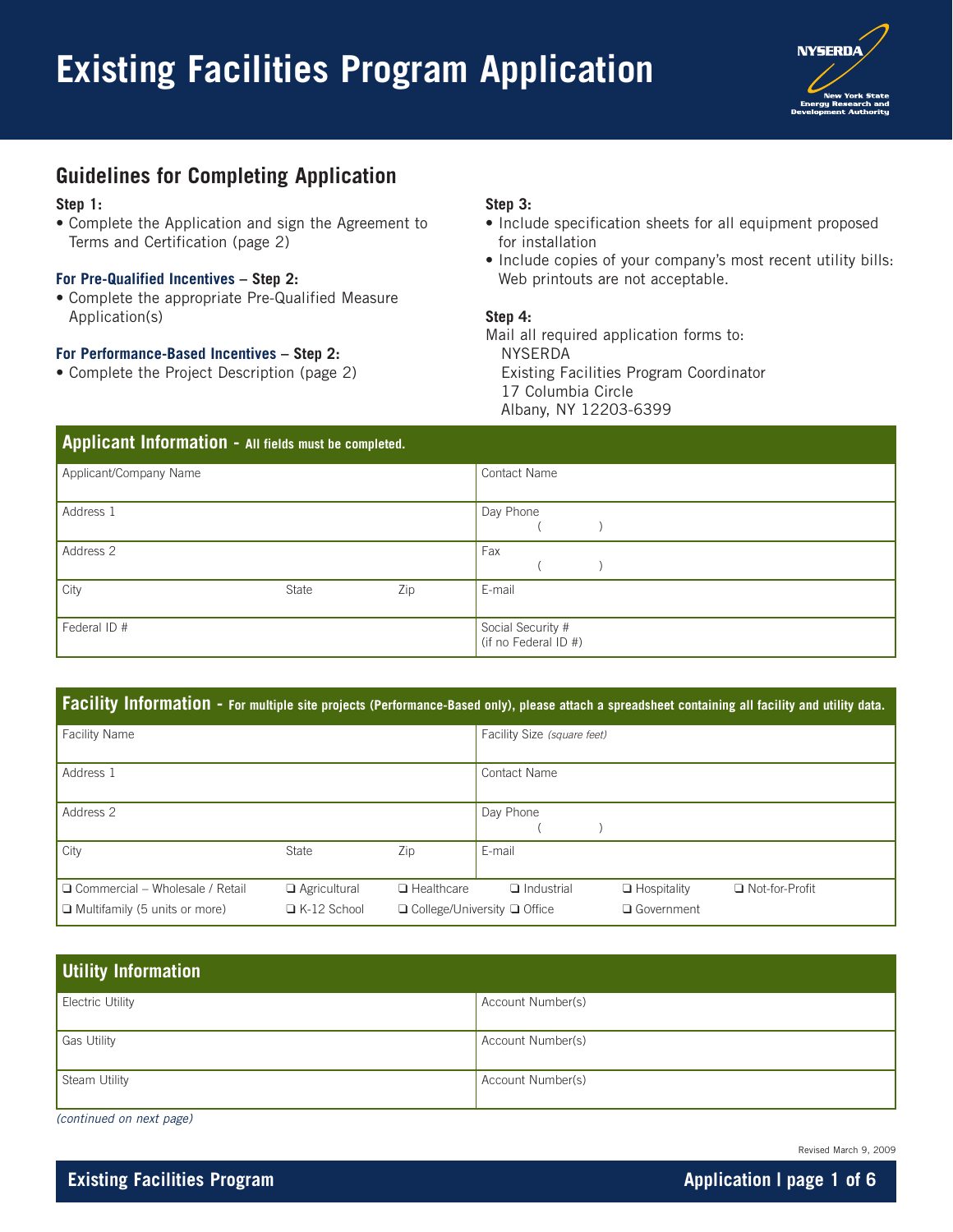# Existing Facilities Program Application

## Guidelines for Completing Application

**Step 1:**

- Complete the Application and sign the Agreement to Terms and Certification (page 2)

**For Pre-Qualified Incentives – Step 2:**

- Complete the appropriate Pre-Qualified Measure Application(s)

**For Performance-Based Incentives – Step 2:**

- Complete the Project Description (page 2)

**Step 3:**

- Include specification sheets for all equipment proposed for installation
- Include copies of your company's most recent utility bills: Web printouts are not acceptable.

**Step 4:**

Mail all required application forms to:
NYSERDA
Existing Facilities Program Coordinator
17 Columbia Circle
Albany, NY 12203-6399

## Applicant Information - All fields must be completed.

| | | | |
|---|---|---|---|
| Applicant/Company Name | | | Contact Name |
| Address 1 | | | Day Phone ( ) |
| Address 2 | | | Fax ( ) |
| City | State | Zip | E-mail |
| Federal ID # | | | Social Security # (if no Federal ID #) |

## Facility Information - For multiple site projects (Performance-Based only), please attach a spreadsheet containing all facility and utility data.

| | | | |
|---|---|---|---|
| Facility Name | | | Facility Size *(square feet)* |
| Address 1 | | | Contact Name |
| Address 2 | | | Day Phone ( ) |
| City | State | Zip | E-mail |

❑ Commercial – Wholesale / Retail ❑ Agricultural ❑ Healthcare ❑ Industrial ❑ Hospitality ❑ Not-for-Profit
❑ Multifamily (5 units or more) ❑ K-12 School ❑ College/University ❑ Office ❑ Government

## Utility Information

| | |
|---|---|
| Electric Utility | Account Number(s) |
| Gas Utility | Account Number(s) |
| Steam Utility | Account Number(s) |

*(continued on next page)*

Revised March 9, 2009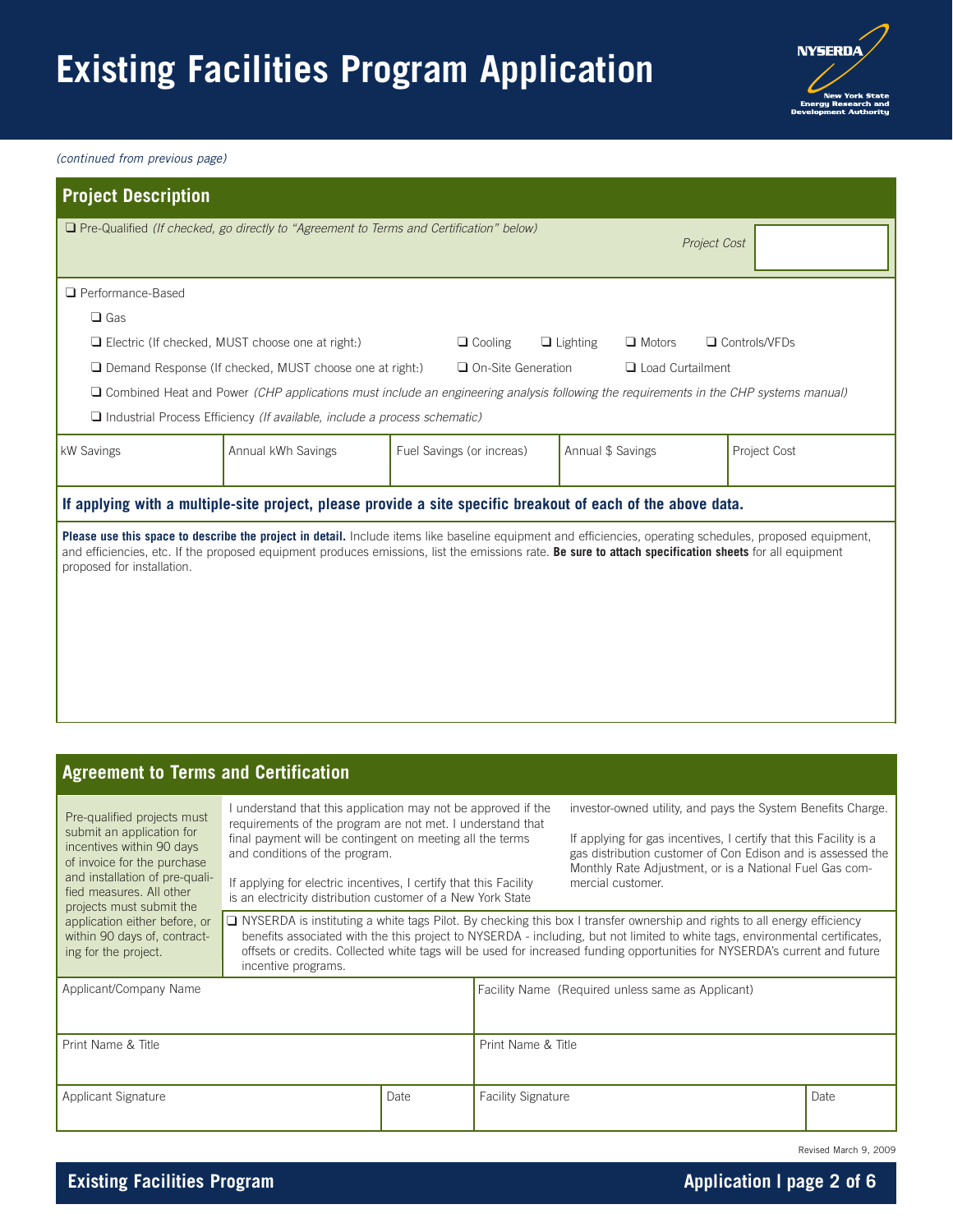# Existing Facilities Program Application

*(continued from previous page)*

## Project Description

❑ Pre-Qualified *(If checked, go directly to "Agreement to Terms and Certification" below)*

*Project Cost*

❑ Performance-Based

❑ Gas

❑ Electric (If checked, MUST choose one at right:) ❑ Cooling ❑ Lighting ❑ Motors ❑ Controls/VFDs

❑ Demand Response (If checked, MUST choose one at right:) ❑ On-Site Generation ❑ Load Curtailment

❑ Combined Heat and Power *(CHP applications must include an engineering analysis following the requirements in the CHP systems manual)*

❑ Industrial Process Efficiency *(If available, include a process schematic)*

| kW Savings | Annual kWh Savings | Fuel Savings (or increas) | Annual $ Savings | Project Cost |
|---|---|---|---|---|
| | | | | |

**If applying with a multiple-site project, please provide a site specific breakout of each of the above data.**

**Please use this space to describe the project in detail.** Include items like baseline equipment and efficiencies, operating schedules, proposed equipment, and efficiencies, etc. If the proposed equipment produces emissions, list the emissions rate. **Be sure to attach specification sheets** for all equipment proposed for installation.

## Agreement to Terms and Certification

Pre-qualified projects must submit an application for incentives within 90 days of invoice for the purchase and installation of pre-qualified measures. All other projects must submit the application either before, or within 90 days of, contracting for the project.

I understand that this application may not be approved if the requirements of the program are not met. I understand that final payment will be contingent on meeting all the terms and conditions of the program.

If applying for electric incentives, I certify that this Facility is an electricity distribution customer of a New York State investor-owned utility, and pays the System Benefits Charge.

If applying for gas incentives, I certify that this Facility is a gas distribution customer of Con Edison and is assessed the Monthly Rate Adjustment, or is a National Fuel Gas commercial customer.

❑ NYSERDA is instituting a white tags Pilot. By checking this box I transfer ownership and rights to all energy efficiency benefits associated with the this project to NYSERDA - including, but not limited to white tags, environmental certificates, offsets or credits. Collected white tags will be used for increased funding opportunities for NYSERDA's current and future incentive programs.

| Applicant/Company Name | | Facility Name (Required unless same as Applicant) | |
|---|---|---|---|
| Print Name & Title | | Print Name & Title | |
| Applicant Signature | Date | Facility Signature | Date |

Revised March 9, 2009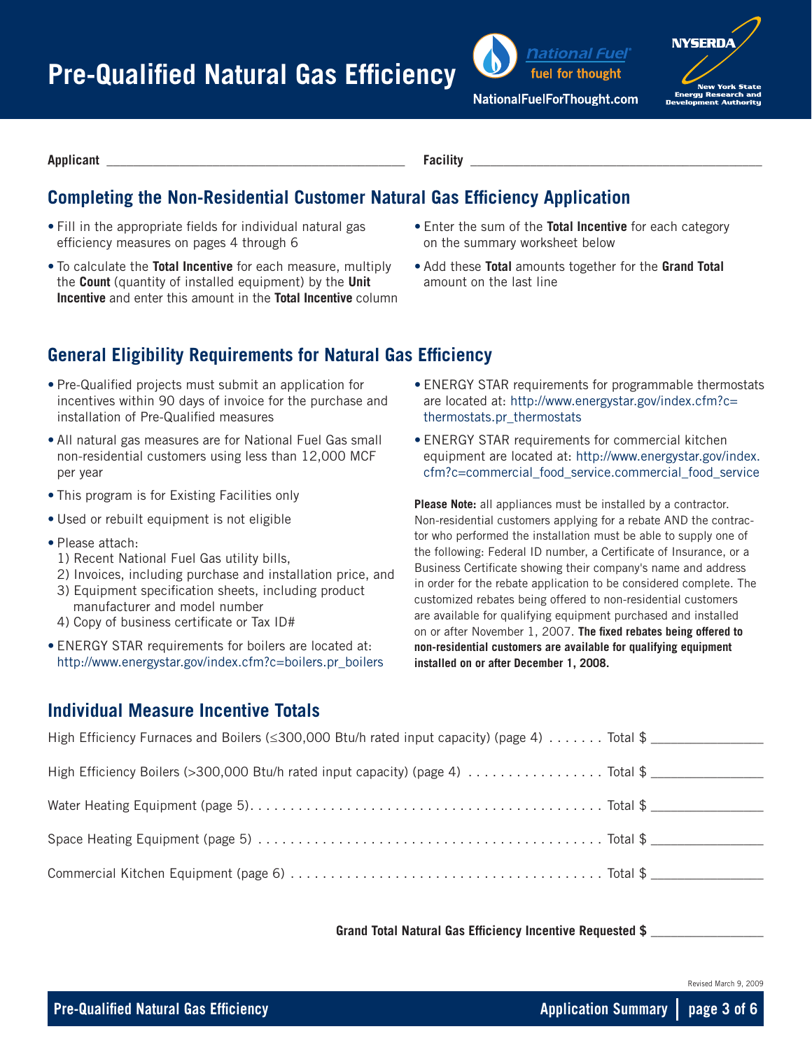# Pre-Qualified Natural Gas Efficiency

National Fuel — fuel for thought
NationalFuelForThought.com

NYSERDA — New York State Energy Research and Development Authority

**Applicant** ______________________________ **Facility** ______________________________

## Completing the Non-Residential Customer Natural Gas Efficiency Application

- Fill in the appropriate fields for individual natural gas efficiency measures on pages 4 through 6
- To calculate the **Total Incentive** for each measure, multiply the **Count** (quantity of installed equipment) by the **Unit Incentive** and enter this amount in the **Total Incentive** column
- Enter the sum of the **Total Incentive** for each category on the summary worksheet below
- Add these **Total** amounts together for the **Grand Total** amount on the last line

## General Eligibility Requirements for Natural Gas Efficiency

- Pre-Qualified projects must submit an application for incentives within 90 days of invoice for the purchase and installation of Pre-Qualified measures
- All natural gas measures are for National Fuel Gas small non-residential customers using less than 12,000 MCF per year
- This program is for Existing Facilities only
- Used or rebuilt equipment is not eligible
- Please attach:
  1) Recent National Fuel Gas utility bills,
  2) Invoices, including purchase and installation price, and
  3) Equipment specification sheets, including product manufacturer and model number
  4) Copy of business certificate or Tax ID#
- ENERGY STAR requirements for boilers are located at: http://www.energystar.gov/index.cfm?c=boilers.pr_boilers
- ENERGY STAR requirements for programmable thermostats are located at: http://www.energystar.gov/index.cfm?c=thermostats.pr_thermostats
- ENERGY STAR requirements for commercial kitchen equipment are located at: http://www.energystar.gov/index.cfm?c=commercial_food_service.commercial_food_service

**Please Note:** all appliances must be installed by a contractor. Non-residential customers applying for a rebate AND the contractor who performed the installation must be able to supply one of the following: Federal ID number, a Certificate of Insurance, or a Business Certificate showing their company's name and address in order for the rebate application to be considered complete. The customized rebates being offered to non-residential customers are available for qualifying equipment purchased and installed on or after November 1, 2007. **The fixed rebates being offered to non-residential customers are available for qualifying equipment installed on or after December 1, 2008.**

## Individual Measure Incentive Totals

High Efficiency Furnaces and Boilers (≤300,000 Btu/h rated input capacity) (page 4) . . . . . . . Total $ ______________

High Efficiency Boilers (>300,000 Btu/h rated input capacity) (page 4) . . . . . . . . . . . . . . . . . Total $ ______________

Water Heating Equipment (page 5). . . . . . . . . . . . . . . . . . . . . . . . . . . . . . . . . . . . . . . . . . . Total $ ______________

Space Heating Equipment (page 5) . . . . . . . . . . . . . . . . . . . . . . . . . . . . . . . . . . . . . . . . . . Total $ ______________

Commercial Kitchen Equipment (page 6) . . . . . . . . . . . . . . . . . . . . . . . . . . . . . . . . . . . . . . Total $ ______________

**Grand Total Natural Gas Efficiency Incentive Requested $** ______________

Revised March 9, 2009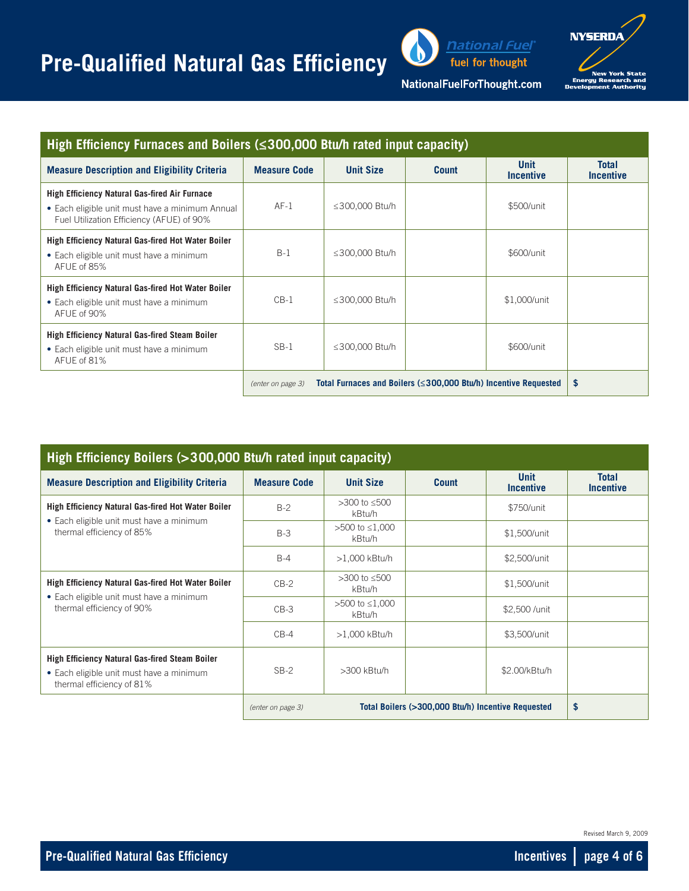# Pre-Qualified Natural Gas Efficiency

National Fuel – fuel for thought
NationalFuelForThought.com

NYSERDA – New York State Energy Research and Development Authority

## High Efficiency Furnaces and Boilers (≤300,000 Btu/h rated input capacity)

| Measure Description and Eligibility Criteria | Measure Code | Unit Size | Count | Unit Incentive | Total Incentive |
|---|---|---|---|---|---|
| **High Efficiency Natural Gas-fired Air Furnace** • Each eligible unit must have a minimum Annual Fuel Utilization Efficiency (AFUE) of 90% | AF-1 | ≤300,000 Btu/h | | $500/unit | |
| **High Efficiency Natural Gas-fired Hot Water Boiler** • Each eligible unit must have a minimum AFUE of 85% | B-1 | ≤300,000 Btu/h | | $600/unit | |
| **High Efficiency Natural Gas-fired Hot Water Boiler** • Each eligible unit must have a minimum AFUE of 90% | CB-1 | ≤300,000 Btu/h | | $1,000/unit | |
| **High Efficiency Natural Gas-fired Steam Boiler** • Each eligible unit must have a minimum AFUE of 81% | SB-1 | ≤300,000 Btu/h | | $600/unit | |
| | *(enter on page 3)* | **Total Furnaces and Boilers (≤300,000 Btu/h) Incentive Requested** | | | **$** |

## High Efficiency Boilers (>300,000 Btu/h rated input capacity)

| Measure Description and Eligibility Criteria | Measure Code | Unit Size | Count | Unit Incentive | Total Incentive |
|---|---|---|---|---|---|
| **High Efficiency Natural Gas-fired Hot Water Boiler** • Each eligible unit must have a minimum thermal efficiency of 85% | B-2 | >300 to ≤500 kBtu/h | | $750/unit | |
| | B-3 | >500 to ≤1,000 kBtu/h | | $1,500/unit | |
| | B-4 | >1,000 kBtu/h | | $2,500/unit | |
| **High Efficiency Natural Gas-fired Hot Water Boiler** • Each eligible unit must have a minimum thermal efficiency of 90% | CB-2 | >300 to ≤500 kBtu/h | | $1,500/unit | |
| | CB-3 | >500 to ≤1,000 kBtu/h | | $2,500 /unit | |
| | CB-4 | >1,000 kBtu/h | | $3,500/unit | |
| **High Efficiency Natural Gas-fired Steam Boiler** • Each eligible unit must have a minimum thermal efficiency of 81% | SB-2 | >300 kBtu/h | | $2.00/kBtu/h | |
| | *(enter on page 3)* | **Total Boilers (>300,000 Btu/h) Incentive Requested** | | | **$** |

Revised March 9, 2009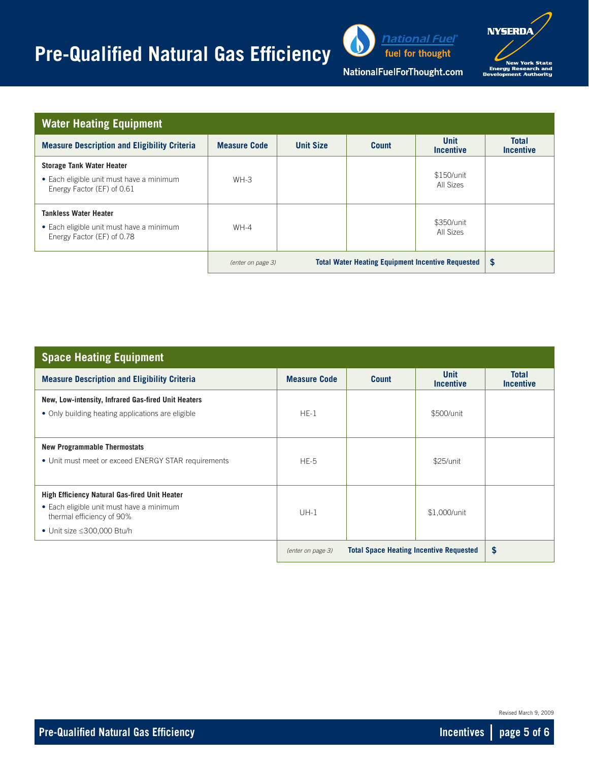# Pre-Qualified Natural Gas Efficiency

National Fuel — fuel for thought

NationalFuelForThought.com

NYSERDA — New York State Energy Research and Development Authority

## Water Heating Equipment

| Measure Description and Eligibility Criteria | Measure Code | Unit Size | Count | Unit Incentive | Total Incentive |
|---|---|---|---|---|---|
| **Storage Tank Water Heater**<br>• Each eligible unit must have a minimum Energy Factor (EF) of 0.61 | WH-3 | | | $150/unit<br>All Sizes | |
| **Tankless Water Heater**<br>• Each eligible unit must have a minimum Energy Factor (EF) of 0.78 | WH-4 | | | $350/unit<br>All Sizes | |
| | *(enter on page 3)* | | | **Total Water Heating Equipment Incentive Requested** | **$** |

## Space Heating Equipment

| Measure Description and Eligibility Criteria | Measure Code | Count | Unit Incentive | Total Incentive |
|---|---|---|---|---|
| **New, Low-intensity, Infrared Gas-fired Unit Heaters**<br>• Only building heating applications are eligible | HE-1 | | $500/unit | |
| **New Programmable Thermostats**<br>• Unit must meet or exceed ENERGY STAR requirements | HE-5 | | $25/unit | |
| **High Efficiency Natural Gas-fired Unit Heater**<br>• Each eligible unit must have a minimum thermal efficiency of 90%<br>• Unit size ≤300,000 Btu/h | UH-1 | | $1,000/unit | |
| | *(enter on page 3)* | | **Total Space Heating Incentive Requested** | **$** |

Revised March 9, 2009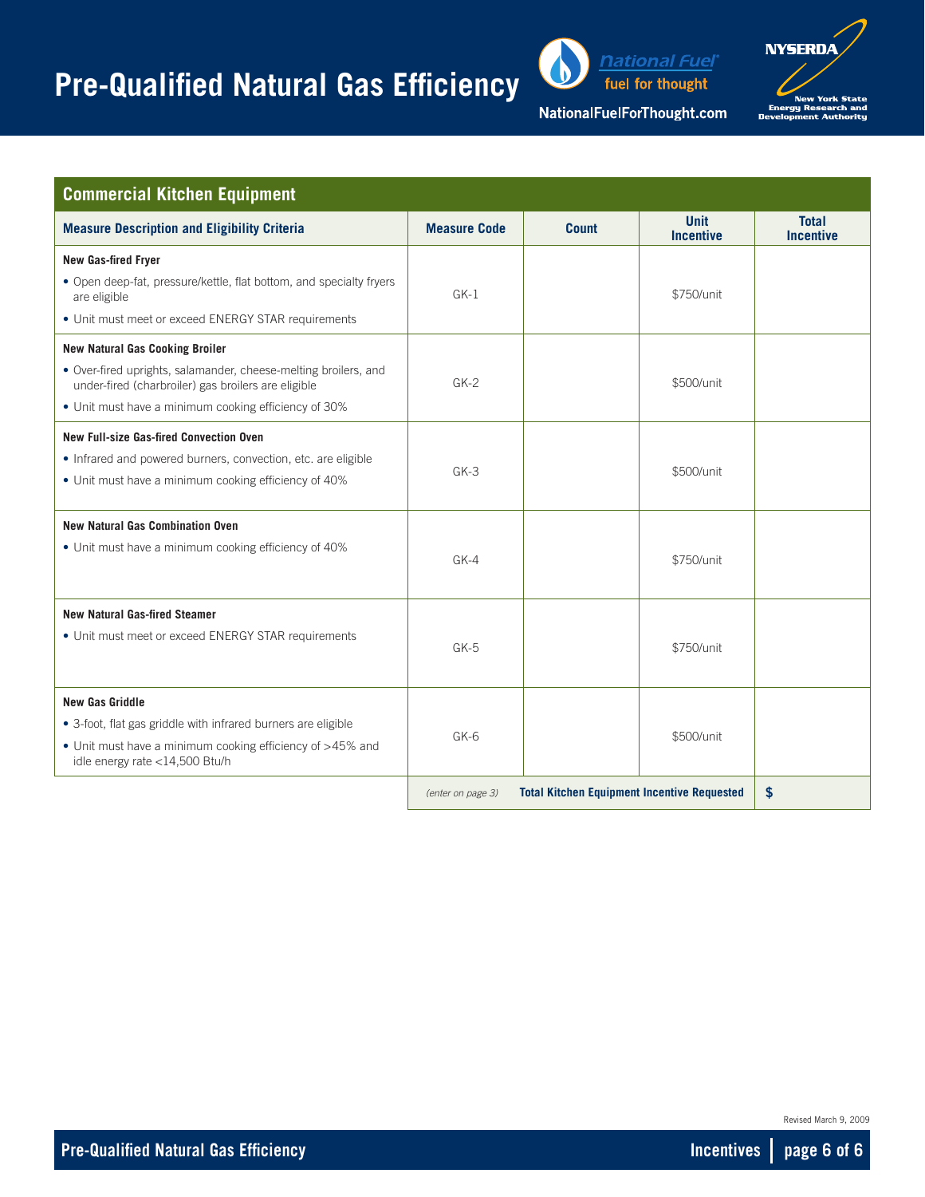# Pre-Qualified Natural Gas Efficiency

National Fuel — fuel for thought

NationalFuelForThought.com

NYSERDA — New York State Energy Research and Development Authority

## Commercial Kitchen Equipment

| Measure Description and Eligibility Criteria | Measure Code | Count | Unit Incentive | Total Incentive |
|---|---|---|---|---|
| **New Gas-fired Fryer**<br>• Open deep-fat, pressure/kettle, flat bottom, and specialty fryers are eligible<br>• Unit must meet or exceed ENERGY STAR requirements | GK-1 | | $750/unit | |
| **New Natural Gas Cooking Broiler**<br>• Over-fired uprights, salamander, cheese-melting broilers, and under-fired (charbroiler) gas broilers are eligible<br>• Unit must have a minimum cooking efficiency of 30% | GK-2 | | $500/unit | |
| **New Full-size Gas-fired Convection Oven**<br>• Infrared and powered burners, convection, etc. are eligible<br>• Unit must have a minimum cooking efficiency of 40% | GK-3 | | $500/unit | |
| **New Natural Gas Combination Oven**<br>• Unit must have a minimum cooking efficiency of 40% | GK-4 | | $750/unit | |
| **New Natural Gas-fired Steamer**<br>• Unit must meet or exceed ENERGY STAR requirements | GK-5 | | $750/unit | |
| **New Gas Griddle**<br>• 3-foot, flat gas griddle with infrared burners are eligible<br>• Unit must have a minimum cooking efficiency of >45% and idle energy rate <14,500 Btu/h | GK-6 | | $500/unit | |
| | *(enter on page 3)* | **Total Kitchen Equipment Incentive Requested** | | **$** |

Revised March 9, 2009